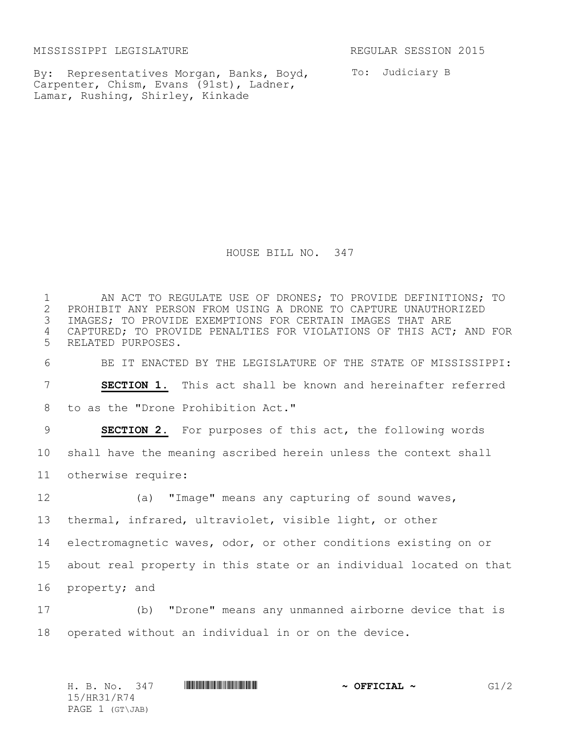MISSISSIPPI LEGISLATURE REGULAR SESSION 2015

By: Representatives Morgan, Banks, Boyd, Carpenter, Chism, Evans (91st), Ladner, Lamar, Rushing, Shirley, Kinkade

To: Judiciary B

# HOUSE BILL NO. 347

AN ACT TO REGULATE USE OF DRONES; TO PROVIDE DEFINITIONS; TO PROHIBIT ANY PERSON FROM USING A DRONE TO CAPTURE UNAUTHORIZED IMAGES; TO PROVIDE EXEMPTIONS FOR CERTAIN IMAGES THAT ARE CAPTURED; TO PROVIDE PENALTIES FOR VIOLATIONS OF THIS ACT; AND FOR RELATED PURPOSES.

BE IT ENACTED BY THE LEGISLATURE OF THE STATE OF MISSISSIPPI:

**SECTION 1.** This act shall be known and hereinafter referred to as the "Drone Prohibition Act."

**SECTION 2.** For purposes of this act, the following words shall have the meaning ascribed herein unless the context shall otherwise require:

(a) "Image" means any capturing of sound waves, thermal, infrared, ultraviolet, visible light, or other electromagnetic waves, odor, or other conditions existing on or about real property in this state or an individual located on that property; and

(b) "Drone" means any unmanned airborne device that is operated without an individual in or on the device.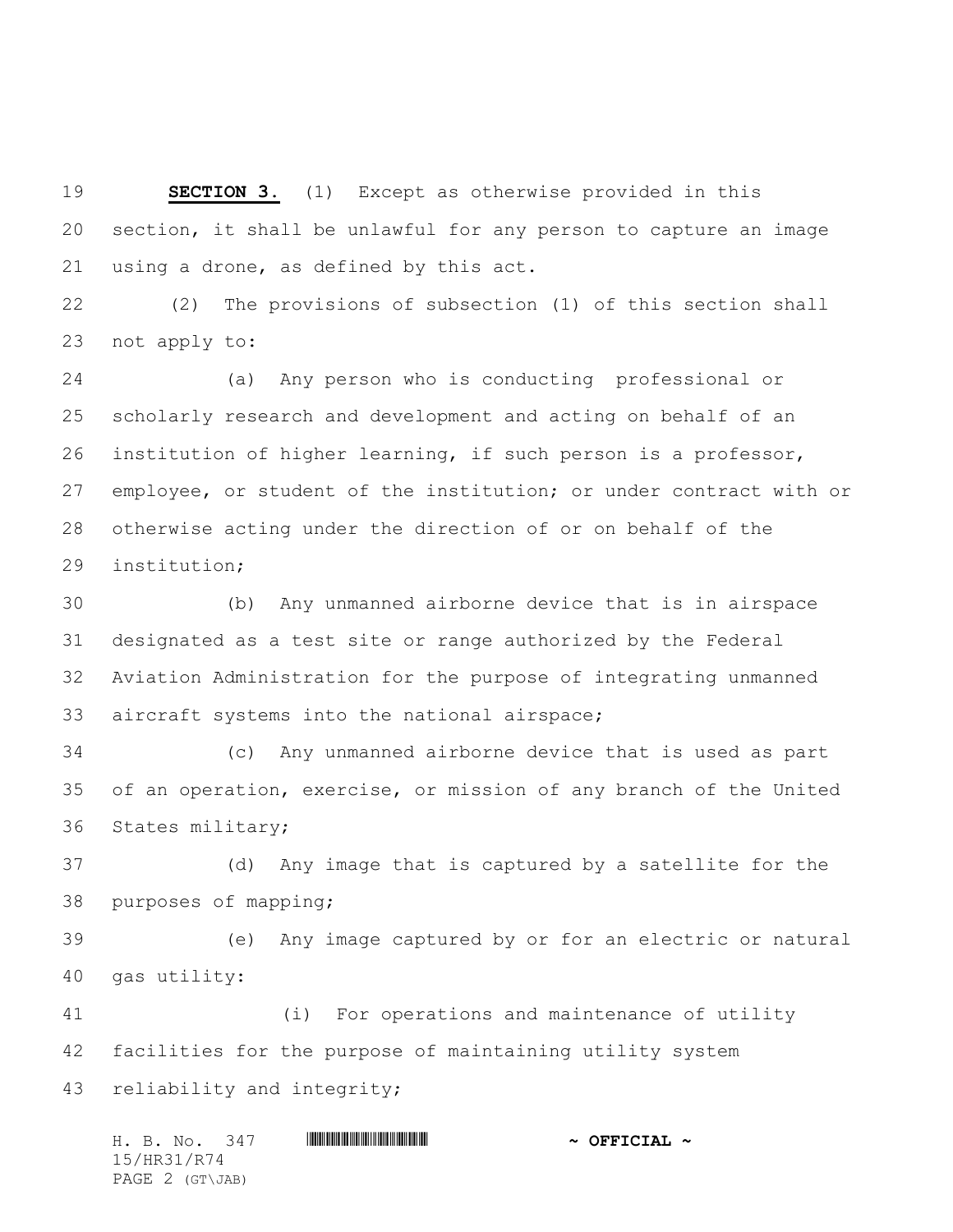**SECTION 3.** (1) Except as otherwise provided in this section, it shall be unlawful for any person to capture an image using a drone, as defined by this act.

(2) The provisions of subsection (1) of this section shall not apply to:

(a) Any person who is conducting professional or scholarly research and development and acting on behalf of an institution of higher learning, if such person is a professor, employee, or student of the institution; or under contract with or otherwise acting under the direction of or on behalf of the institution;

(b) Any unmanned airborne device that is in airspace designated as a test site or range authorized by the Federal Aviation Administration for the purpose of integrating unmanned aircraft systems into the national airspace;

(c) Any unmanned airborne device that is used as part of an operation, exercise, or mission of any branch of the United States military;

(d) Any image that is captured by a satellite for the purposes of mapping;

(e) Any image captured by or for an electric or natural gas utility:

(i) For operations and maintenance of utility facilities for the purpose of maintaining utility system reliability and integrity;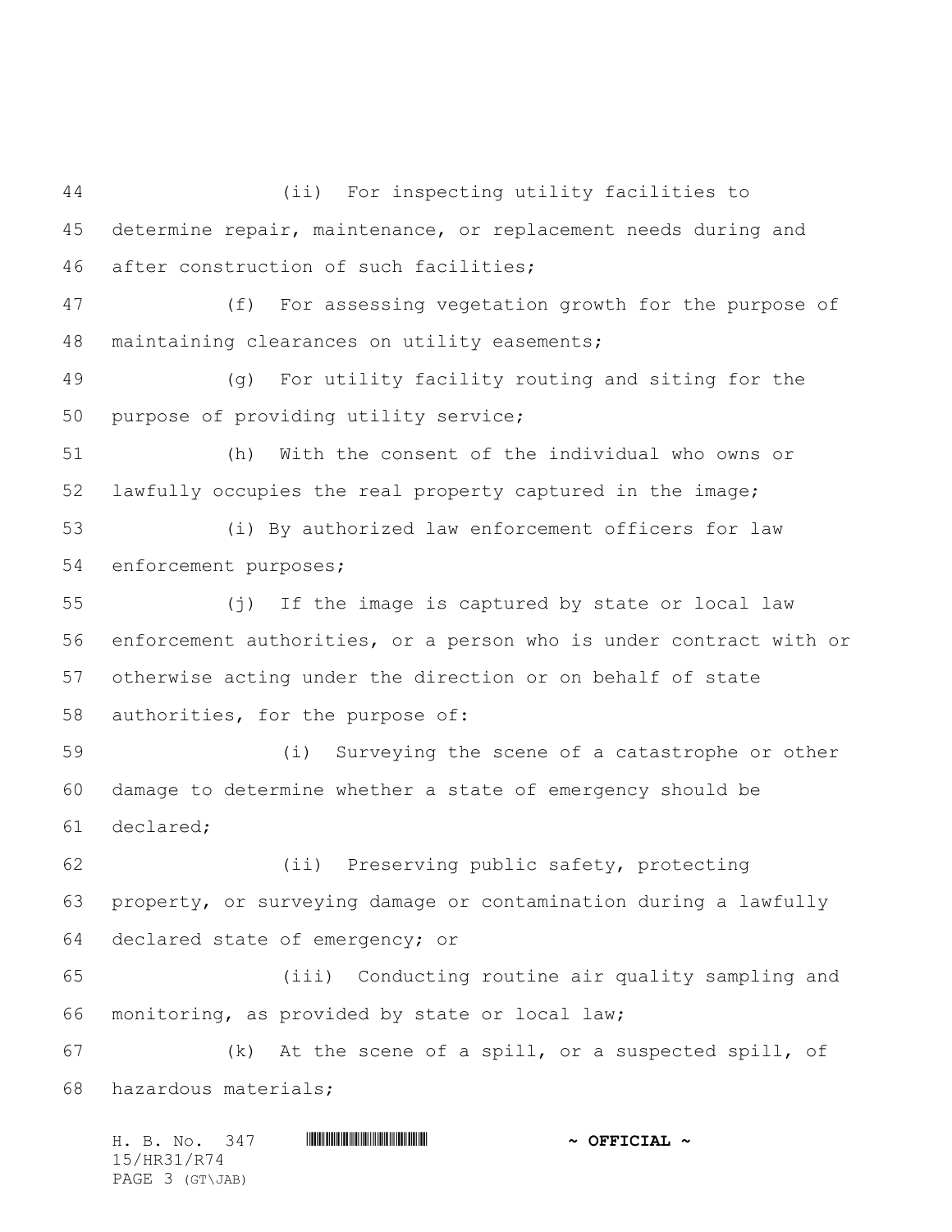(ii) For inspecting utility facilities to determine repair, maintenance, or replacement needs during and after construction of such facilities;

(f) For assessing vegetation growth for the purpose of maintaining clearances on utility easements;

(g) For utility facility routing and siting for the purpose of providing utility service;

(h) With the consent of the individual who owns or lawfully occupies the real property captured in the image;

(i) By authorized law enforcement officers for law enforcement purposes;

(j) If the image is captured by state or local law enforcement authorities, or a person who is under contract with or otherwise acting under the direction or on behalf of state authorities, for the purpose of:

(i) Surveying the scene of a catastrophe or other damage to determine whether a state of emergency should be declared;

(ii) Preserving public safety, protecting property, or surveying damage or contamination during a lawfully declared state of emergency; or

(iii) Conducting routine air quality sampling and monitoring, as provided by state or local law;

(k) At the scene of a spill, or a suspected spill, of hazardous materials;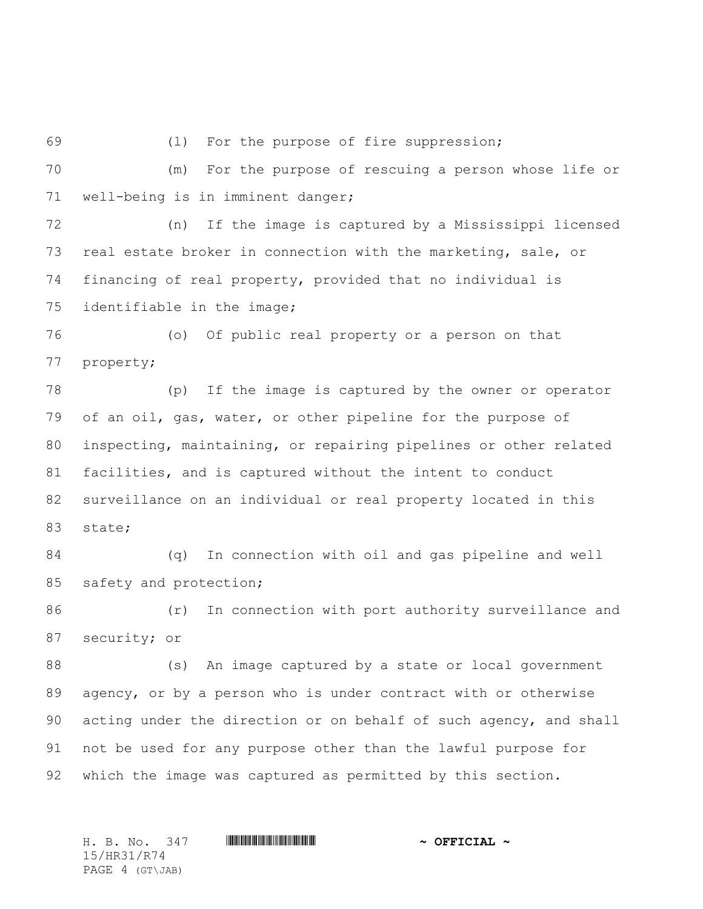(l) For the purpose of fire suppression;

(m) For the purpose of rescuing a person whose life or well-being is in imminent danger;

(n) If the image is captured by a Mississippi licensed real estate broker in connection with the marketing, sale, or financing of real property, provided that no individual is identifiable in the image;

(o) Of public real property or a person on that property;

(p) If the image is captured by the owner or operator of an oil, gas, water, or other pipeline for the purpose of inspecting, maintaining, or repairing pipelines or other related facilities, and is captured without the intent to conduct surveillance on an individual or real property located in this state;

(q) In connection with oil and gas pipeline and well safety and protection;

(r) In connection with port authority surveillance and security; or

(s) An image captured by a state or local government agency, or by a person who is under contract with or otherwise acting under the direction or on behalf of such agency, and shall not be used for any purpose other than the lawful purpose for which the image was captured as permitted by this section.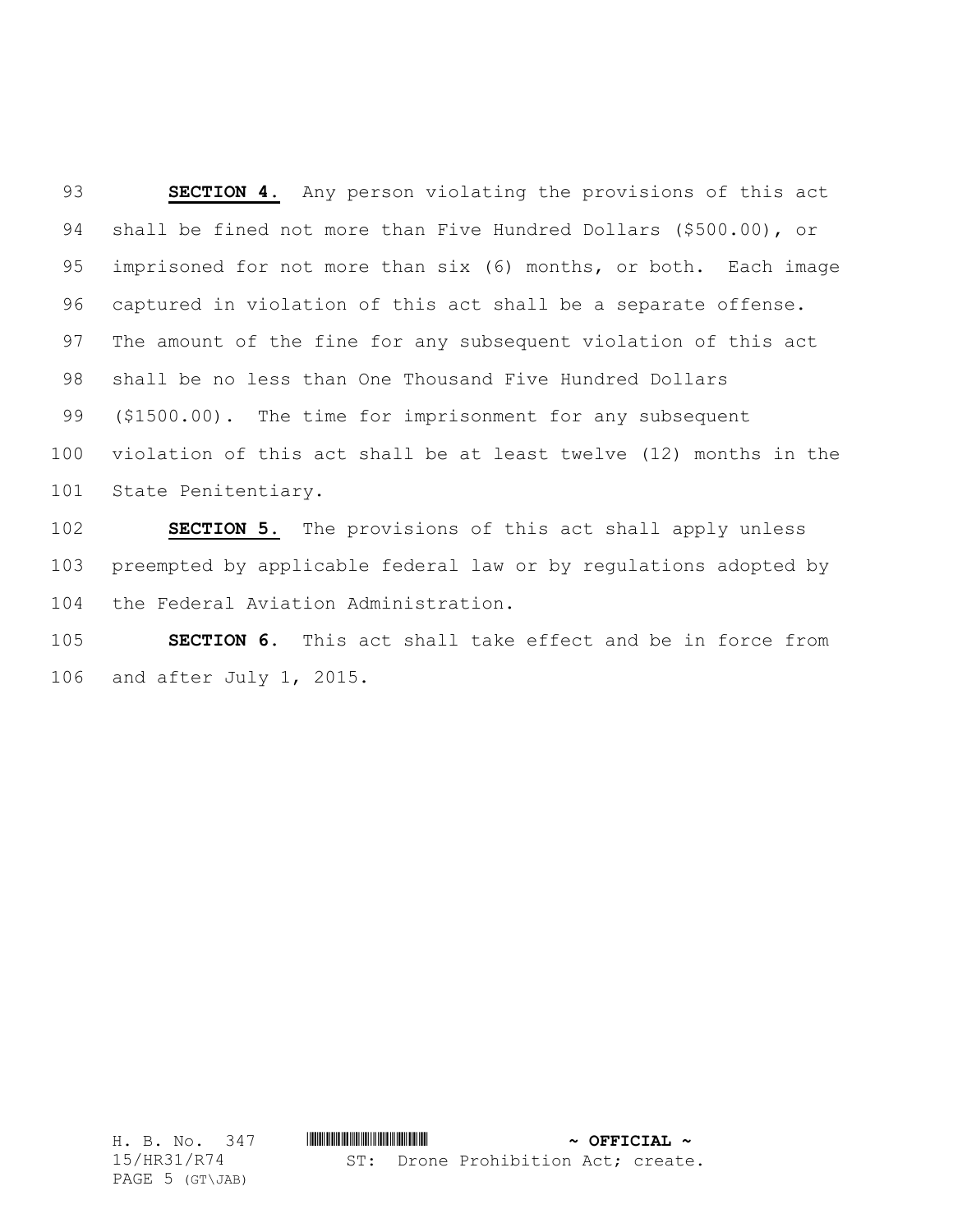**SECTION 4.** Any person violating the provisions of this act shall be fined not more than Five Hundred Dollars ($500.00), or imprisoned for not more than six (6) months, or both. Each image captured in violation of this act shall be a separate offense. The amount of the fine for any subsequent violation of this act shall be no less than One Thousand Five Hundred Dollars ($1500.00). The time for imprisonment for any subsequent violation of this act shall be at least twelve (12) months in the State Penitentiary.

**SECTION 5.** The provisions of this act shall apply unless preempted by applicable federal law or by regulations adopted by the Federal Aviation Administration.

**SECTION 6.** This act shall take effect and be in force from and after July 1, 2015.